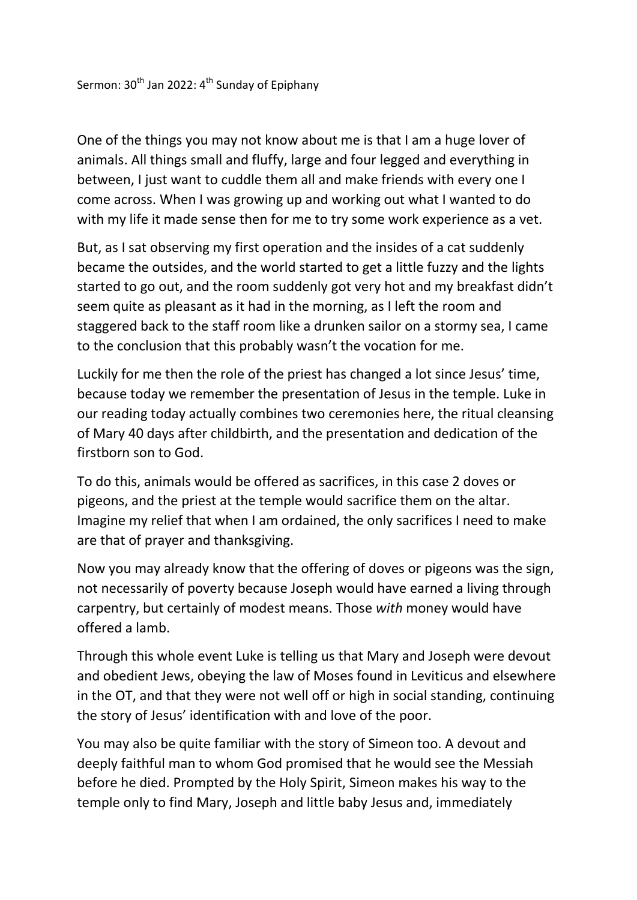Sermon: 30th Jan 2022: 4th Sunday of Epiphany

One of the things you may not know about me is that I am a huge lover of animals. All things small and fluffy, large and four legged and everything in between, I just want to cuddle them all and make friends with every one I come across. When I was growing up and working out what I wanted to do with my life it made sense then for me to try some work experience as a vet.

But, as I sat observing my first operation and the insides of a cat suddenly became the outsides, and the world started to get a little fuzzy and the lights started to go out, and the room suddenly got very hot and my breakfast didn't seem quite as pleasant as it had in the morning, as I left the room and staggered back to the staff room like a drunken sailor on a stormy sea, I came to the conclusion that this probably wasn't the vocation for me.

Luckily for me then the role of the priest has changed a lot since Jesus' time, because today we remember the presentation of Jesus in the temple. Luke in our reading today actually combines two ceremonies here, the ritual cleansing of Mary 40 days after childbirth, and the presentation and dedication of the firstborn son to God.

To do this, animals would be offered as sacrifices, in this case 2 doves or pigeons, and the priest at the temple would sacrifice them on the altar. Imagine my relief that when I am ordained, the only sacrifices I need to make are that of prayer and thanksgiving.

Now you may already know that the offering of doves or pigeons was the sign, not necessarily of poverty because Joseph would have earned a living through carpentry, but certainly of modest means. Those *with* money would have offered a lamb.

Through this whole event Luke is telling us that Mary and Joseph were devout and obedient Jews, obeying the law of Moses found in Leviticus and elsewhere in the OT, and that they were not well off or high in social standing, continuing the story of Jesus' identification with and love of the poor.

You may also be quite familiar with the story of Simeon too. A devout and deeply faithful man to whom God promised that he would see the Messiah before he died. Prompted by the Holy Spirit, Simeon makes his way to the temple only to find Mary, Joseph and little baby Jesus and, immediately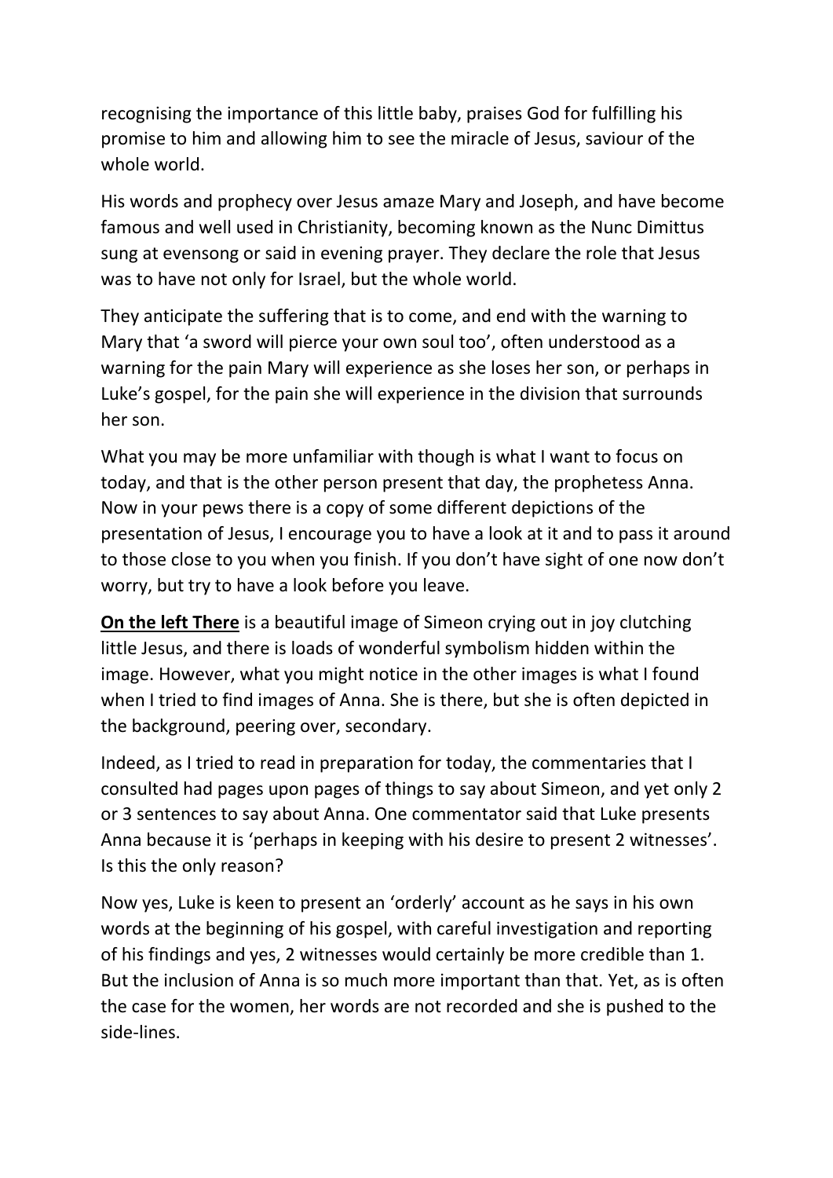recognising the importance of this little baby, praises God for fulfilling his promise to him and allowing him to see the miracle of Jesus, saviour of the whole world.

His words and prophecy over Jesus amaze Mary and Joseph, and have become famous and well used in Christianity, becoming known as the Nunc Dimittus sung at evensong or said in evening prayer. They declare the role that Jesus was to have not only for Israel, but the whole world.

They anticipate the suffering that is to come, and end with the warning to Mary that 'a sword will pierce your own soul too', often understood as a warning for the pain Mary will experience as she loses her son, or perhaps in Luke's gospel, for the pain she will experience in the division that surrounds her son.

What you may be more unfamiliar with though is what I want to focus on today, and that is the other person present that day, the prophetess Anna. Now in your pews there is a copy of some different depictions of the presentation of Jesus, I encourage you to have a look at it and to pass it around to those close to you when you finish. If you don't have sight of one now don't worry, but try to have a look before you leave.

<u>**On the left There**</u> is a beautiful image of Simeon crying out in joy clutching little Jesus, and there is loads of wonderful symbolism hidden within the image. However, what you might notice in the other images is what I found when I tried to find images of Anna. She is there, but she is often depicted in the background, peering over, secondary.

Indeed, as I tried to read in preparation for today, the commentaries that I consulted had pages upon pages of things to say about Simeon, and yet only 2 or 3 sentences to say about Anna. One commentator said that Luke presents Anna because it is 'perhaps in keeping with his desire to present 2 witnesses'. Is this the only reason?

Now yes, Luke is keen to present an 'orderly' account as he says in his own words at the beginning of his gospel, with careful investigation and reporting of his findings and yes, 2 witnesses would certainly be more credible than 1. But the inclusion of Anna is so much more important than that. Yet, as is often the case for the women, her words are not recorded and she is pushed to the side-lines.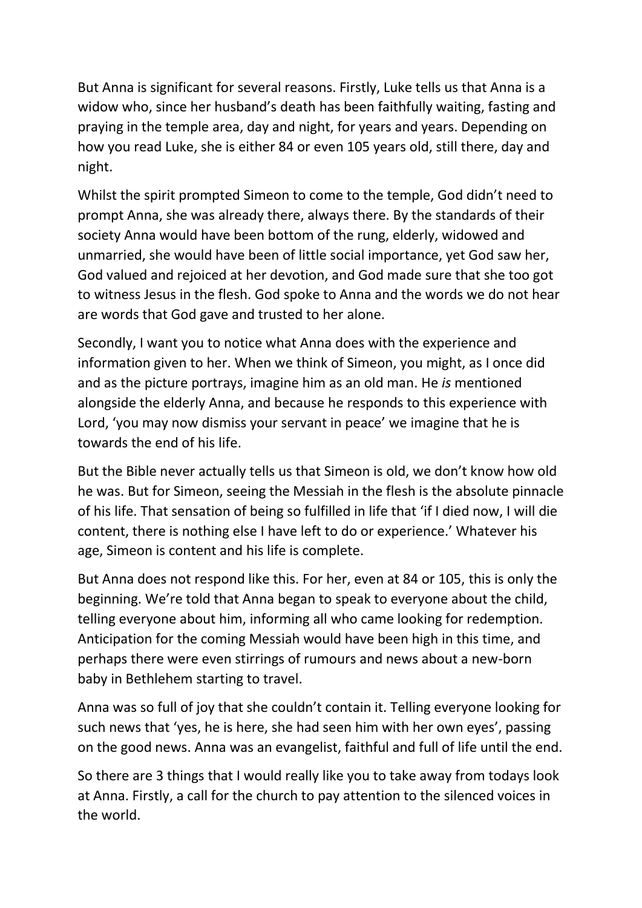But Anna is significant for several reasons. Firstly, Luke tells us that Anna is a widow who, since her husband's death has been faithfully waiting, fasting and praying in the temple area, day and night, for years and years. Depending on how you read Luke, she is either 84 or even 105 years old, still there, day and night.

Whilst the spirit prompted Simeon to come to the temple, God didn't need to prompt Anna, she was already there, always there. By the standards of their society Anna would have been bottom of the rung, elderly, widowed and unmarried, she would have been of little social importance, yet God saw her, God valued and rejoiced at her devotion, and God made sure that she too got to witness Jesus in the flesh. God spoke to Anna and the words we do not hear are words that God gave and trusted to her alone.

Secondly, I want you to notice what Anna does with the experience and information given to her. When we think of Simeon, you might, as I once did and as the picture portrays, imagine him as an old man. He *is* mentioned alongside the elderly Anna, and because he responds to this experience with Lord, 'you may now dismiss your servant in peace' we imagine that he is towards the end of his life.

But the Bible never actually tells us that Simeon is old, we don't know how old he was. But for Simeon, seeing the Messiah in the flesh is the absolute pinnacle of his life. That sensation of being so fulfilled in life that 'if I died now, I will die content, there is nothing else I have left to do or experience.' Whatever his age, Simeon is content and his life is complete.

But Anna does not respond like this. For her, even at 84 or 105, this is only the beginning. We're told that Anna began to speak to everyone about the child, telling everyone about him, informing all who came looking for redemption. Anticipation for the coming Messiah would have been high in this time, and perhaps there were even stirrings of rumours and news about a new-born baby in Bethlehem starting to travel.

Anna was so full of joy that she couldn't contain it. Telling everyone looking for such news that 'yes, he is here, she had seen him with her own eyes', passing on the good news. Anna was an evangelist, faithful and full of life until the end.

So there are 3 things that I would really like you to take away from todays look at Anna. Firstly, a call for the church to pay attention to the silenced voices in the world.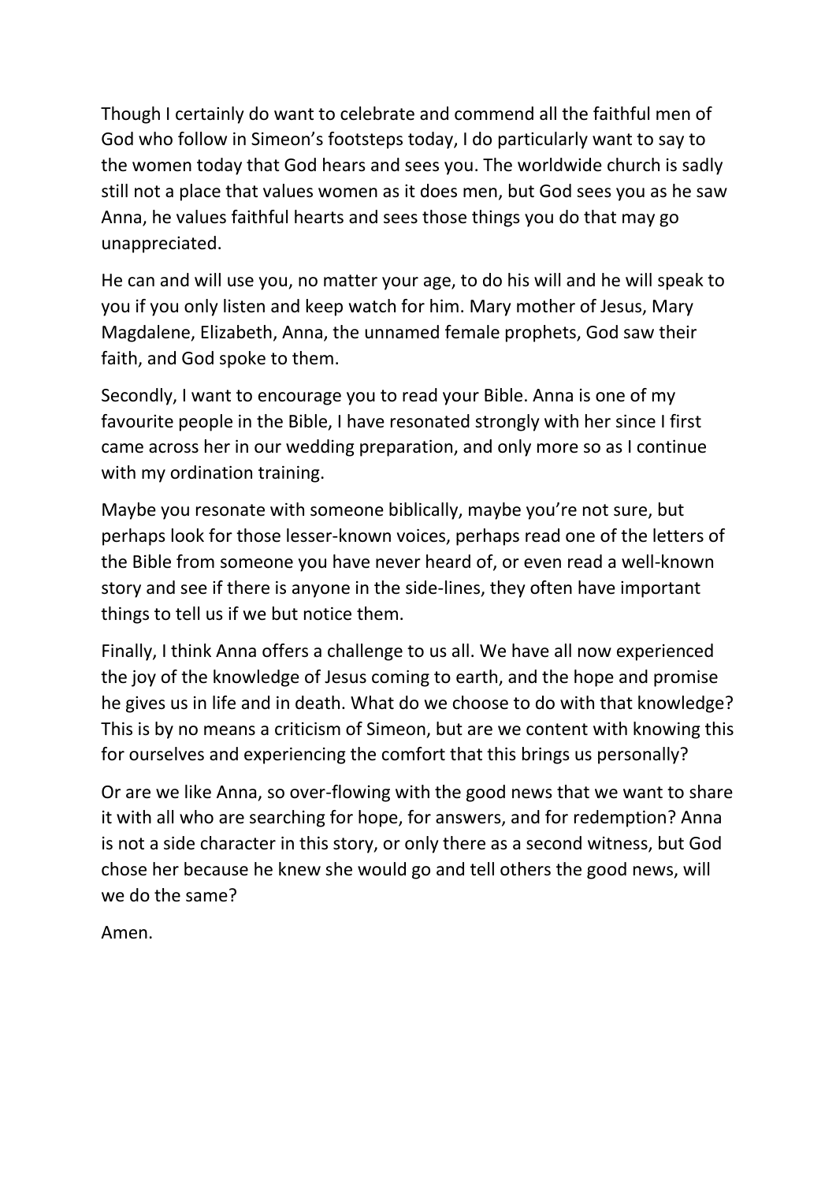Though I certainly do want to celebrate and commend all the faithful men of God who follow in Simeon's footsteps today, I do particularly want to say to the women today that God hears and sees you. The worldwide church is sadly still not a place that values women as it does men, but God sees you as he saw Anna, he values faithful hearts and sees those things you do that may go unappreciated.

He can and will use you, no matter your age, to do his will and he will speak to you if you only listen and keep watch for him. Mary mother of Jesus, Mary Magdalene, Elizabeth, Anna, the unnamed female prophets, God saw their faith, and God spoke to them.

Secondly, I want to encourage you to read your Bible. Anna is one of my favourite people in the Bible, I have resonated strongly with her since I first came across her in our wedding preparation, and only more so as I continue with my ordination training.

Maybe you resonate with someone biblically, maybe you're not sure, but perhaps look for those lesser-known voices, perhaps read one of the letters of the Bible from someone you have never heard of, or even read a well-known story and see if there is anyone in the side-lines, they often have important things to tell us if we but notice them.

Finally, I think Anna offers a challenge to us all. We have all now experienced the joy of the knowledge of Jesus coming to earth, and the hope and promise he gives us in life and in death. What do we choose to do with that knowledge? This is by no means a criticism of Simeon, but are we content with knowing this for ourselves and experiencing the comfort that this brings us personally?

Or are we like Anna, so over-flowing with the good news that we want to share it with all who are searching for hope, for answers, and for redemption? Anna is not a side character in this story, or only there as a second witness, but God chose her because he knew she would go and tell others the good news, will we do the same?

Amen.